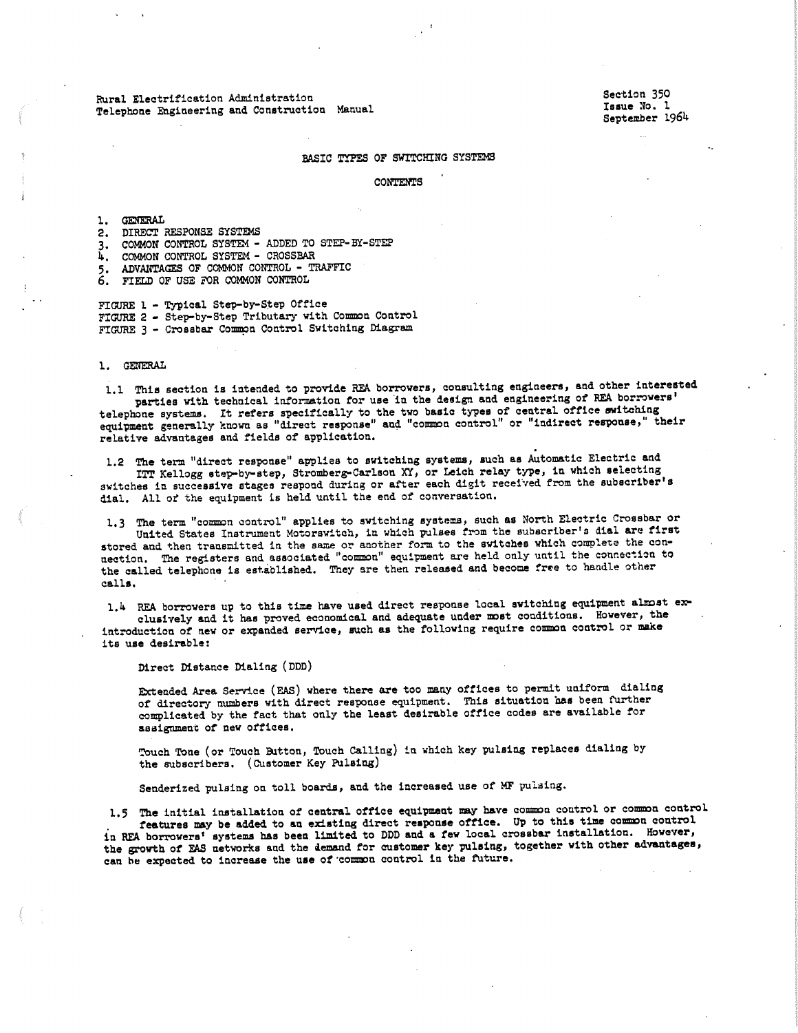Rural Electrification Administration
Telephone Engineering and Construction Manual

Section 350
Issue No. 1
September 1964

# BASIC TYPES OF SWITCHING SYSTEMS

## CONTENTS

1. GENERAL
2. DIRECT RESPONSE SYSTEMS
3. COMMON CONTROL SYSTEM - ADDED TO STEP-BY-STEP
4. COMMON CONTROL SYSTEM - CROSSBAR
5. ADVANTAGES OF COMMON CONTROL - TRAFFIC
6. FIELD OF USE FOR COMMON CONTROL

FIGURE 1 - Typical Step-by-Step Office
FIGURE 2 - Step-by-Step Tributary with Common Control
FIGURE 3 - Crossbar Common Control Switching Diagram

## 1. GENERAL

1.1 This section is intended to provide REA borrowers, consulting engineers, and other interested parties with technical information for use in the design and engineering of REA borrowers' telephone systems. It refers specifically to the two basic types of central office switching equipment generally known as "direct response" and "common control" or "indirect response," their relative advantages and fields of application.

1.2 The term "direct response" applies to switching systems, such as Automatic Electric and ITT Kellogg step-by-step, Stromberg-Carlson XY, or Leich relay type, in which selecting switches in successive stages respond during or after each digit received from the subscriber's dial. All of the equipment is held until the end of conversation.

1.3 The term "common control" applies to switching systems, such as North Electric Crossbar or United States Instrument Motorswitch, in which pulses from the subscriber's dial are first stored and then transmitted in the same or another form to the switches which complete the connection. The registers and associated "common" equipment are held only until the connection to the called telephone is established. They are then released and become free to handle other calls.

1.4 REA borrowers up to this time have used direct response local switching equipment almost exclusively and it has proved economical and adequate under most conditions. However, the introduction of new or expanded service, such as the following require common control or make its use desirable:

Direct Distance Dialing (DDD)

Extended Area Service (EAS) where there are too many offices to permit uniform dialing of directory numbers with direct response equipment. This situation has been further complicated by the fact that only the least desirable office codes are available for assignment of new offices.

Touch Tone (or Touch Button, Touch Calling) in which key pulsing replaces dialing by the subscribers. (Customer Key Pulsing)

Senderized pulsing on toll boards, and the increased use of MF pulsing.

1.5 The initial installation of central office equipment may have common control or common control features may be added to an existing direct response office. Up to this time common control in REA borrowers' systems has been limited to DDD and a few local crossbar installation. However, the growth of EAS networks and the demand for customer key pulsing, together with other advantages, can be expected to increase the use of common control in the future.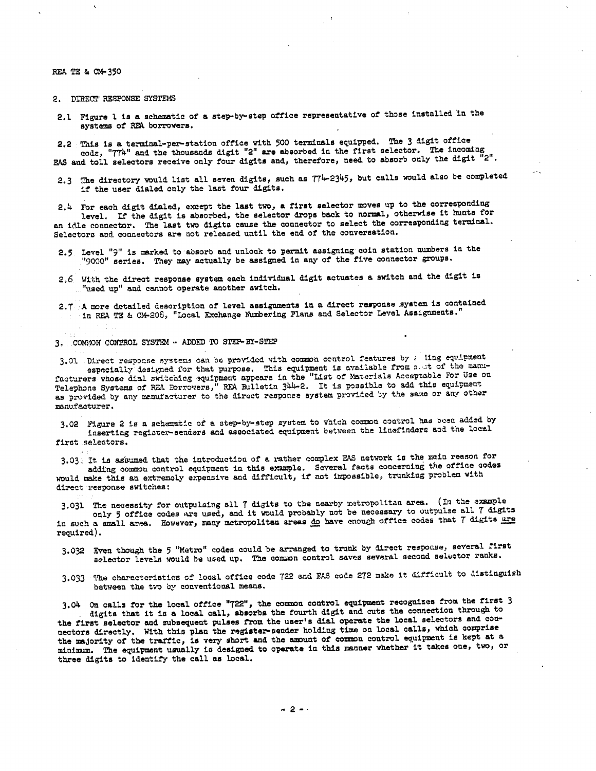## 2. DIRECT RESPONSE SYSTEMS

2.1 Figure 1 is a schematic of a step-by-step office representative of those installed in the systems of REA borrowers.

2.2 This is a terminal-per-station office with 500 terminals equipped. The 3 digit office code, "774" and the thousands digit "2" are absorbed in the first selector. The incoming EAS and toll selectors receive only four digits and, therefore, need to absorb only the digit "2".

2.3 The directory would list all seven digits, such as 774-2345, but calls would also be completed if the user dialed only the last four digits.

2.4 For each digit dialed, except the last two, a first selector moves up to the corresponding level. If the digit is absorbed, the selector drops back to normal, otherwise it hunts for an idle connector. The last two digits cause the connector to select the corresponding terminal. Selectors and connectors are not released until the end of the conversation.

2.5 Level "9" is marked to absorb and unlock to permit assigning coin station numbers in the "9000" series. They may actually be assigned in any of the five connector groups.

2.6 With the direct response system each individual digit actuates a switch and the digit is "used up" and cannot operate another switch.

2.7 A more detailed description of level assignments in a direct response system is contained in REA TE & CM-208, "Local Exchange Numbering Plans and Selector Level Assignments."

## 3. COMMON CONTROL SYSTEM - ADDED TO STEP-BY-STEP

3.01 Direct response systems can be provided with common control features by adding equipment especially designed for that purpose. This equipment is available from most of the manufacturers whose dial switching equipment appears in the "List of Materials Acceptable For Use on Telephone Systems of REA Borrowers," REA Bulletin 344-2. It is possible to add this equipment as provided by any manufacturer to the direct response system provided by the same or any other manufacturer.

3.02 Figure 2 is a schematic of a step-by-step system to which common control has been added by inserting register-senders and associated equipment between the linefinders and the local first selectors.

3.03 It is assumed that the introduction of a rather complex EAS network is the main reason for adding common control equipment in this example. Several facts concerning the office codes would make this an extremely expensive and difficult, if not impossible, trunking problem with direct response switches:

3.031 The necessity for outpulsing all 7 digits to the nearby metropolitan area. (In the example only 5 office codes are used, and it would probably not be necessary to outpulse all 7 digits in such a small area. However, many metropolitan areas do have enough office codes that 7 digits are required).

3.032 Even though the 5 "Metro" codes could be arranged to trunk by direct response, several first selector levels would be used up. The common control saves several second selector ranks.

3.033 The characteristics of local office code 722 and EAS code 272 make it difficult to distinguish between the two by conventional means.

3.04 On calls for the local office "722", the common control equipment recognizes from the first 3 digits that it is a local call, absorbs the fourth digit and cuts the connection through to the first selector and subsequent pulses from the user's dial operate the local selectors and connectors directly. With this plan the register-sender holding time on local calls, which comprise the majority of the traffic, is very short and the amount of common control equipment is kept at a minimum. The equipment usually is designed to operate in this manner whether it takes one, two, or three digits to identify the call as local.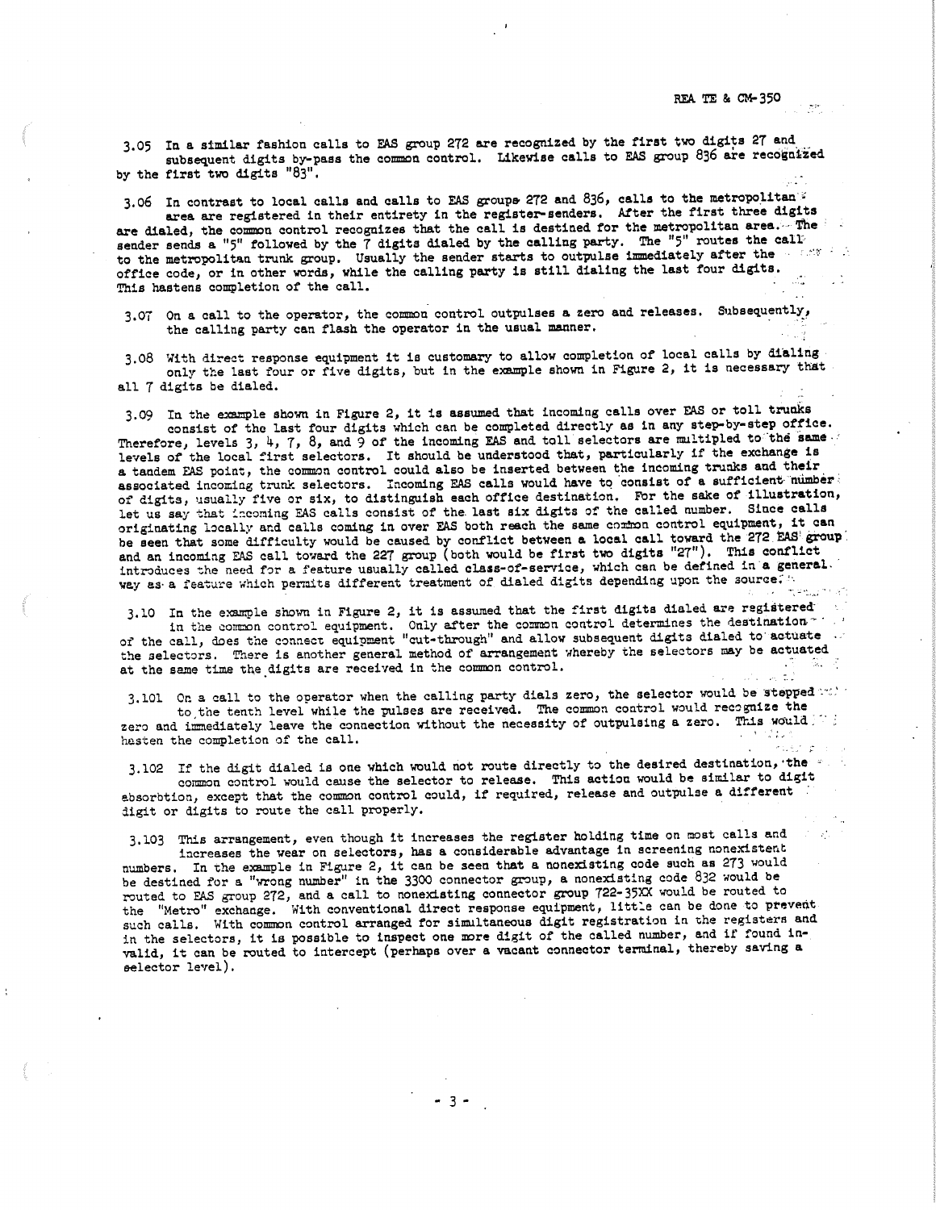3.05 In a similar fashion calls to EAS group 272 are recognized by the first two digits 27 and subsequent digits by-pass the common control. Likewise calls to EAS group 836 are recognized by the first two digits "83".

3.06 In contrast to local calls and calls to EAS groups 272 and 836, calls to the metropolitan area are registered in their entirety in the register-senders. After the first three digits are dialed, the common control recognizes that the call is destined for the metropolitan area. The sender sends a "5" followed by the 7 digits dialed by the calling party. The "5" routes the call to the metropolitan trunk group. Usually the sender starts to outpulse immediately after the office code, or in other words, while the calling party is still dialing the last four digits. This hastens completion of the call.

3.07 On a call to the operator, the common control outpulses a zero and releases. Subsequently, the calling party can flash the operator in the usual manner.

3.08 With direct response equipment it is customary to allow completion of local calls by dialing only the last four or five digits, but in the example shown in Figure 2, it is necessary that all 7 digits be dialed.

3.09 In the example shown in Figure 2, it is assumed that incoming calls over EAS or toll trunks consist of the last four digits which can be completed directly as in any step-by-step office. Therefore, levels 3, 4, 7, 8, and 9 of the incoming EAS and toll selectors are multipled to the same levels of the local first selectors. It should be understood that, particularly if the exchange is a tandem EAS point, the common control could also be inserted between the incoming trunks and their associated incoming trunk selectors. Incoming EAS calls would have to consist of a sufficient number of digits, usually five or six, to distinguish each office destination. For the sake of illustration, let us say that incoming EAS calls consist of the last six digits of the called number. Since calls originating locally and calls coming in over EAS both reach the same common control equipment, it can be seen that some difficulty would be caused by conflict between a local call toward the 272 EAS group and an incoming EAS call toward the 227 group (both would be first two digits "27"). This conflict introduces the need for a feature usually called class-of-service, which can be defined in a general way as a feature which permits different treatment of dialed digits depending upon the source.

3.10 In the example shown in Figure 2, it is assumed that the first digits dialed are registered in the common control equipment. Only after the common control determines the destination of the call, does the connect equipment "cut-through" and allow subsequent digits dialed to actuate the selectors. There is another general method of arrangement whereby the selectors may be actuated at the same time the digits are received in the common control.

3.101 On a call to the operator when the calling party dials zero, the selector would be stepped to the tenth level while the pulses are received. The common control would recognize the zero and immediately leave the connection without the necessity of outpulsing a zero. This would hasten the completion of the call.

3.102 If the digit dialed is one which would not route directly to the desired destination, the common control would cause the selector to release. This action would be similar to digit absorbtion, except that the common control could, if required, release and outpulse a different digit or digits to route the call properly.

3.103 This arrangement, even though it increases the register holding time on most calls and increases the wear on selectors, has a considerable advantage in screening nonexistent numbers. In the example in Figure 2, it can be seen that a nonexisting code such as 273 would be destined for a "wrong number" in the 3300 connector group, a nonexisting code 832 would be routed to EAS group 272, and a call to nonexisting connector group 722-35XX would be routed to the "Metro" exchange. With conventional direct response equipment, little can be done to prevent such calls. With common control arranged for simultaneous digit registration in the registers and in the selectors, it is possible to inspect one more digit of the called number, and if found invalid, it can be routed to intercept (perhaps over a vacant connector terminal, thereby saving a selector level).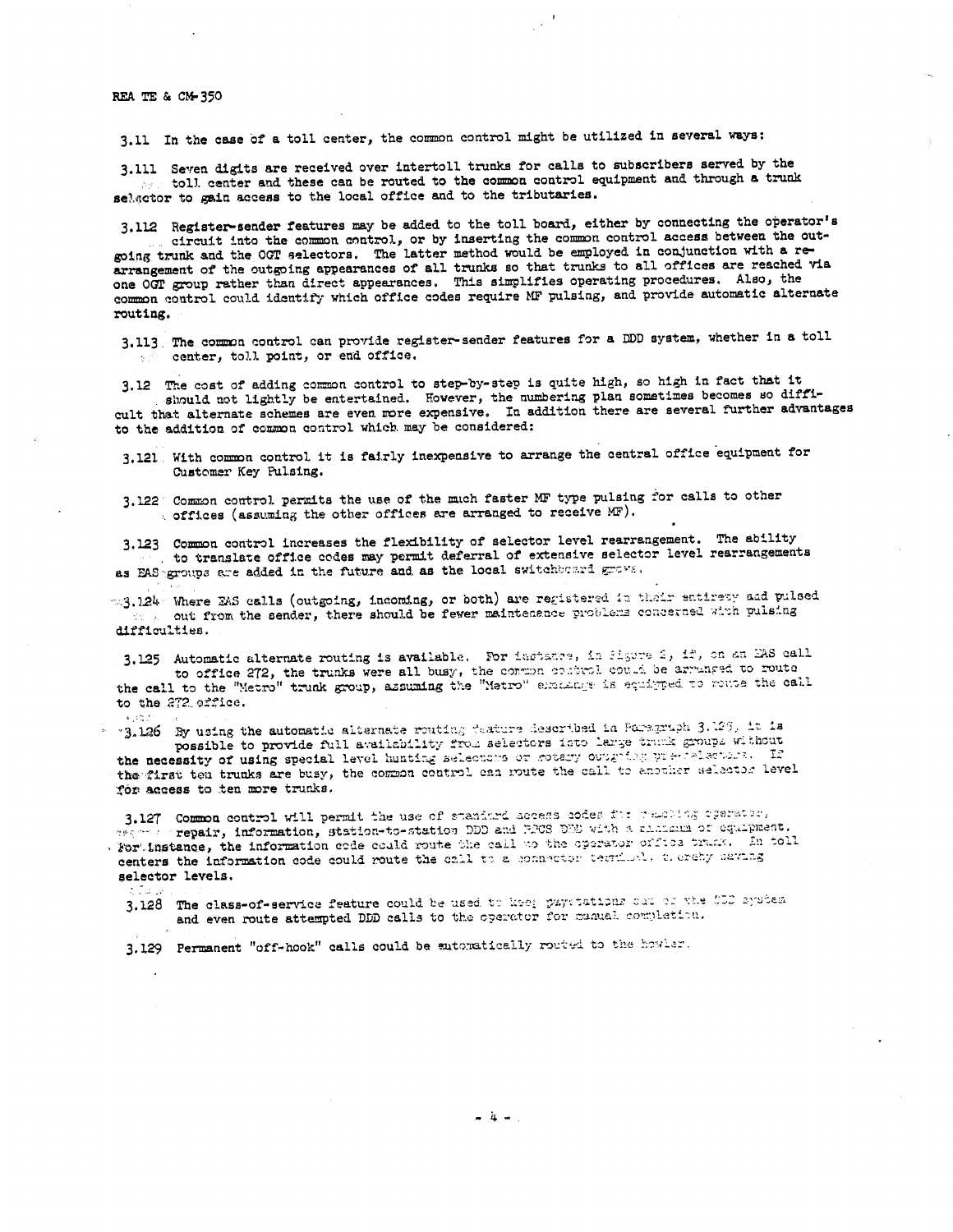3.11 In the case of a toll center, the common control might be utilized in several ways:

3.111 Seven digits are received over intertoll trunks for calls to subscribers served by the toll center and these can be routed to the common control equipment and through a trunk selector to gain access to the local office and to the tributaries.

3.112 Register-sender features may be added to the toll board, either by connecting the operator's circuit into the common control, or by inserting the common control access between the outgoing trunk and the OGT selectors. The latter method would be employed in conjunction with a re-arrangement of the outgoing appearances of all trunks so that trunks to all offices are reached via one OGT group rather than direct appearances. This simplifies operating procedures. Also, the common control could identify which office codes require MF pulsing, and provide automatic alternate routing.

3.113 The common control can provide register-sender features for a DDD system, whether in a toll center, toll point, or end office.

3.12 The cost of adding common control to step-by-step is quite high, so high in fact that it should not lightly be entertained. However, the numbering plan sometimes becomes so difficult that alternate schemes are even more expensive. In addition there are several further advantages to the addition of common control which may be considered:

3.121 With common control it is fairly inexpensive to arrange the central office equipment for Customer Key Pulsing.

3.122 Common control permits the use of the much faster MF type pulsing for calls to other offices (assuming the other offices are arranged to receive MF).

3.123 Common control increases the flexibility of selector level rearrangement. The ability to translate office codes may permit deferral of extensive selector level rearrangements as EAS groups are added in the future and as the local switchboard grows.

3.124 Where EAS calls (outgoing, incoming, or both) are registered in their entirety and pulsed out from the sender, there should be fewer maintenance problems concerned with pulsing difficulties.

3.125 Automatic alternate routing is available. For instance, in Figure 2, if, on an EAS call to office 272, the trunks were all busy, the common control could be arranged to route the call to the "Metro" trunk group, assuming the "Metro" exchange is equipped to route the call to the 272 office.

3.126 By using the automatic alternate routing feature described in Paragraph 3.125, it is possible to provide full availability from selectors into large trunk groups without the necessity of using special level hunting selectors or rotary outgoing pre-selectors. If the first ten trunks are busy, the common control can route the call to another selector level for access to ten more trunks.

3.127 Common control will permit the use of standard access codes for reaching operator, repair, information, station-to-station DDD and PPCS DDD with a minimum of equipment. For instance, the information code could route the call to the operator office trunk. In toll centers the information code could route the call to a connector terminal, thereby saving selector levels.

3.128 The class-of-service feature could be used to keep paystations out of the DDD system and even route attempted DDD calls to the operator for manual completion.

3.129 Permanent "off-hook" calls could be automatically routed to the howler.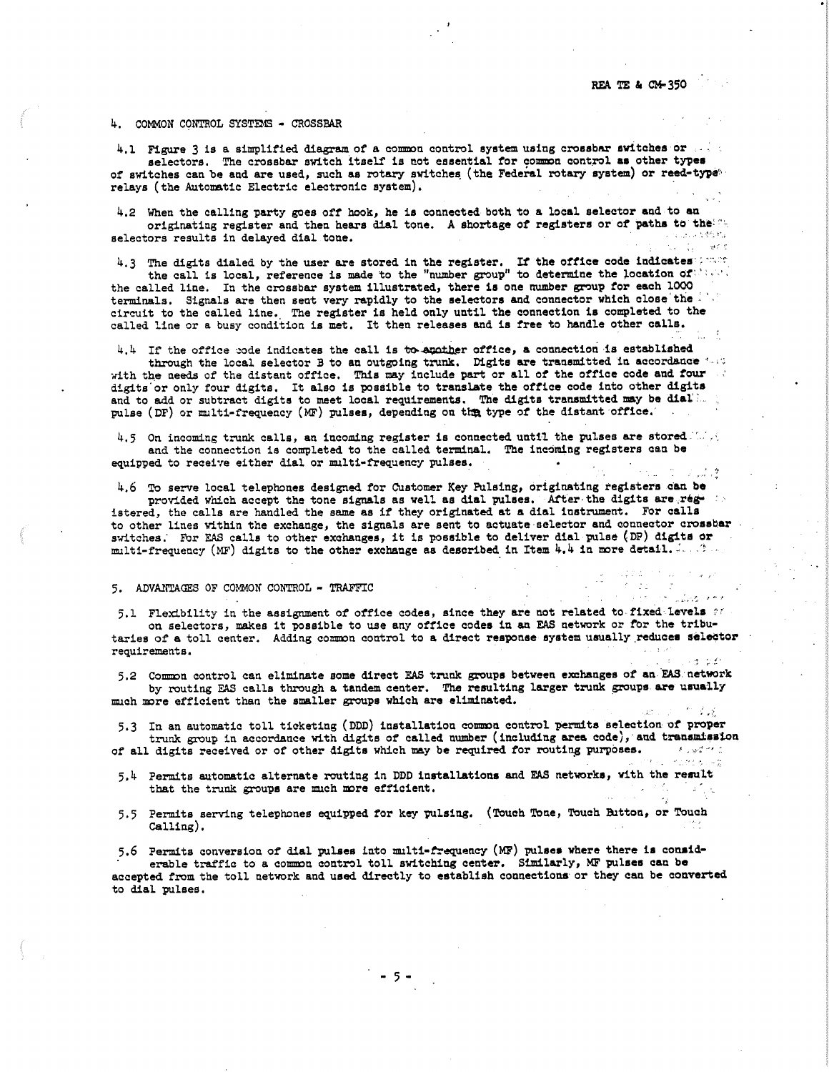## 4. COMMON CONTROL SYSTEMS - CROSSBAR

4.1 Figure 3 is a simplified diagram of a common control system using crossbar switches or selectors. The crossbar switch itself is not essential for common control as other types of switches can be and are used, such as rotary switches (the Federal rotary system) or reed-type relays (the Automatic Electric electronic system).

4.2 When the calling party goes off hook, he is connected both to a local selector and to an originating register and then hears dial tone. A shortage of registers or of paths to the selectors results in delayed dial tone.

4.3 The digits dialed by the user are stored in the register. If the office code indicates the call is local, reference is made to the "number group" to determine the location of the called line. In the crossbar system illustrated, there is one number group for each 1000 terminals. Signals are then sent very rapidly to the selectors and connector which close the circuit to the called line. The register is held only until the connection is completed to the called line or a busy condition is met. It then releases and is free to handle other calls.

4.4 If the office code indicates the call is to another office, a connection is established through the local selector B to an outgoing trunk. Digits are transmitted in accordance with the needs of the distant office. This may include part or all of the office code and four digits or only four digits. It also is possible to translate the office code into other digits and to add or subtract digits to meet local requirements. The digits transmitted may be dial pulse (DP) or multi-frequency (MF) pulses, depending on the type of the distant office.

4.5 On incoming trunk calls, an incoming register is connected until the pulses are stored and the connection is completed to the called terminal. The incoming registers can be equipped to receive either dial or multi-frequency pulses.

4.6 To serve local telephones designed for Customer Key Pulsing, originating registers can be provided which accept the tone signals as well as dial pulses. After the digits are registered, the calls are handled the same as if they originated at a dial instrument. For calls to other lines within the exchange, the signals are sent to actuate selector and connector crossbar switches. For EAS calls to other exchanges, it is possible to deliver dial pulse (DP) digits or multi-frequency (MF) digits to the other exchange as described in Item 4.4 in more detail.

## 5. ADVANTAGES OF COMMON CONTROL - TRAFFIC

5.1 Flexibility in the assignment of office codes, since they are not related to fixed levels on selectors, makes it possible to use any office codes in an EAS network or for the tributaries of a toll center. Adding common control to a direct response system usually reduces selector requirements.

5.2 Common control can eliminate some direct EAS trunk groups between exchanges of an EAS network by routing EAS calls through a tandem center. The resulting larger trunk groups are usually much more efficient than the smaller groups which are eliminated.

5.3 In an automatic toll ticketing (DDD) installation common control permits selection of proper trunk group in accordance with digits of called number (including area code), and transmission of all digits received or of other digits which may be required for routing purposes.

5.4 Permits automatic alternate routing in DDD installations and EAS networks, with the result that the trunk groups are much more efficient.

5.5 Permits serving telephones equipped for key pulsing. (Touch Tone, Touch Button, or Touch Calling).

5.6 Permits conversion of dial pulses into multi-frequency (MF) pulses where there is considerable traffic to a common control toll switching center. Similarly, MF pulses can be accepted from the toll network and used directly to establish connections or they can be converted to dial pulses.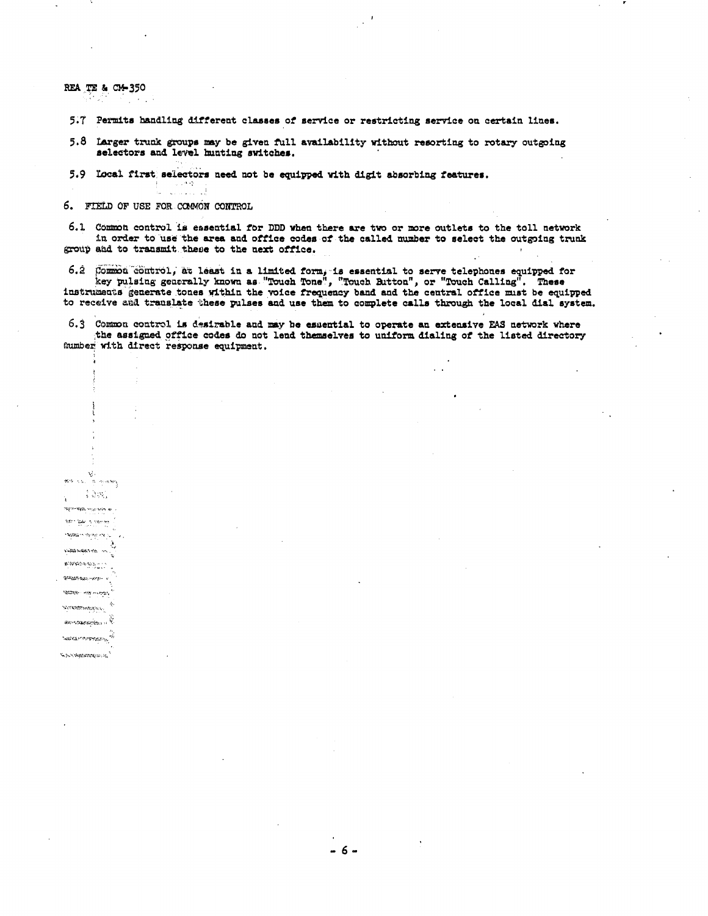5.7 Permits handling different classes of service or restricting service on certain lines.

5.8 Larger trunk groups may be given full availability without resorting to rotary outgoing selectors and level hunting switches.

5.9 Local first selectors need not be equipped with digit absorbing features.

## 6. FIELD OF USE FOR COMMON CONTROL

6.1 Common control is essential for DDD when there are two or more outlets to the toll network in order to use the area and office codes of the called number to select the outgoing trunk group and to transmit these to the next office.

6.2 Common control, at least in a limited form, is essential to serve telephones equipped for key pulsing generally known as "Touch Tone", "Touch Button", or "Touch Calling". These instruments generate tones within the voice frequency band and the central office must be equipped to receive and translate these pulses and use them to complete calls through the local dial system.

6.3 Common control is desirable and may be essential to operate an extensive EAS network where the assigned office codes do not lend themselves to uniform dialing of the listed directory number with direct response equipment.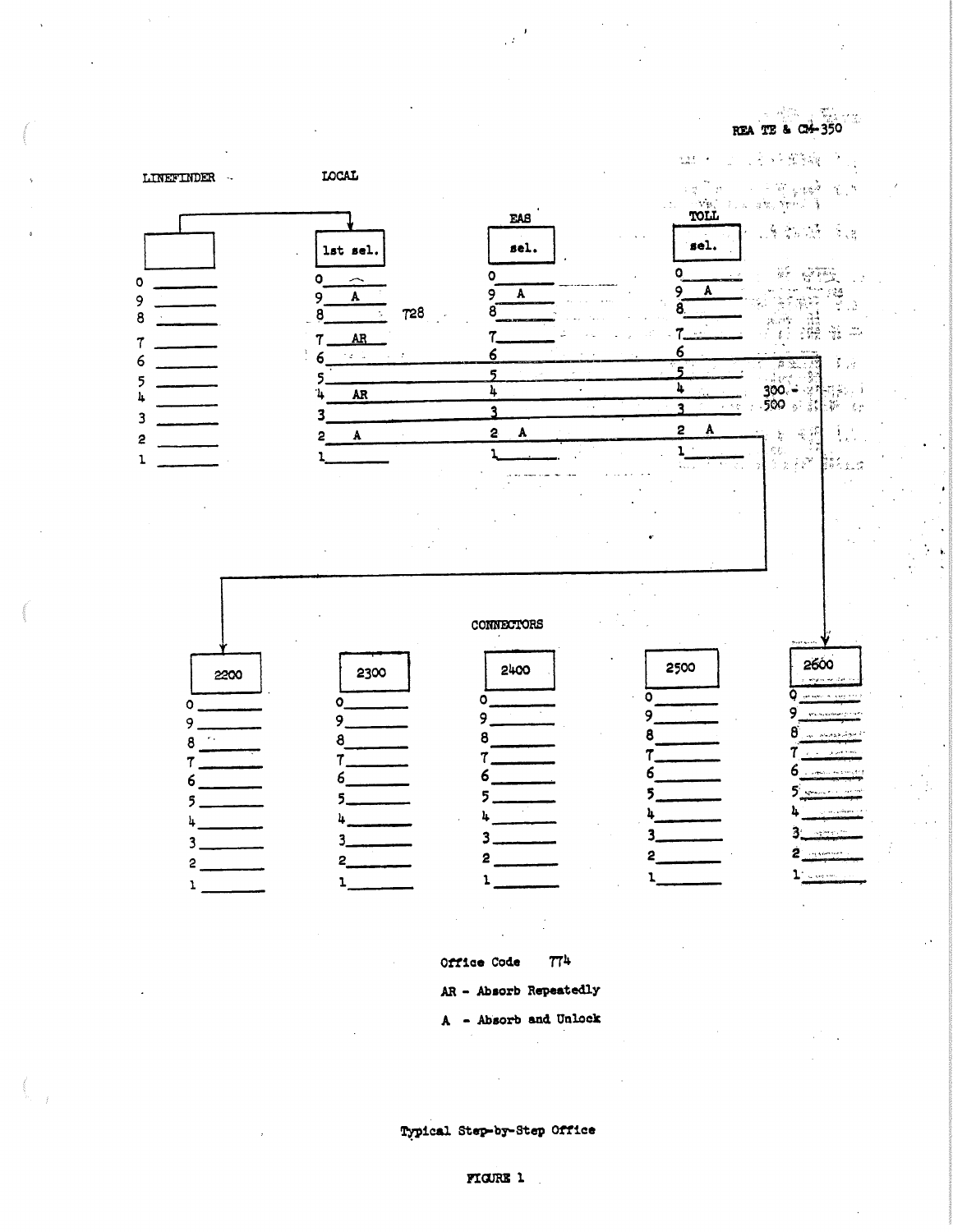REA TE & CM-350

LINEFINDER

LOCAL

| LINEFINDER | 1st sel. (LOCAL) | EAS sel. | TOLL sel. |
|---|---|---|---|
| 0 | 0 | 0 | 0 |
| 9 | 9 A | 9 A | 9 A |
| 8 | 8 728 | 8 | 8 |
| 7 | 7 AR | 7 | 7 |
| 6 | 6 | 6 | 6 |
| 5 | 5 | 5 | 5 |
| 4 | 4 AR | 4 | 4 |
| 3 | 3 | 3 | 3 |
| 2 | 2 A | 2 A | 2 A |
| 1 | 1 | 1 | 1 |

300 - 500

CONNECTORS

| 2200 | 2300 | 2400 | 2500 | 2600 |
|---|---|---|---|---|
| 0 | 0 | 0 | 0 | 0 |
| 9 | 9 | 9 | 9 | 9 |
| 8 | 8 | 8 | 8 | 8 |
| 7 | 7 | 7 | 7 | 7 |
| 6 | 6 | 6 | 6 | 6 |
| 5 | 5 | 5 | 5 | 5 |
| 4 | 4 | 4 | 4 | 4 |
| 3 | 3 | 3 | 3 | 3 |
| 2 | 2 | 2 | 2 | 2 |
| 1 | 1 | 1 | 1 | 1 |

Office Code 774

AR - Absorb Repeatedly

A - Absorb and Unlock

Typical Step-by-Step Office

FIGURE 1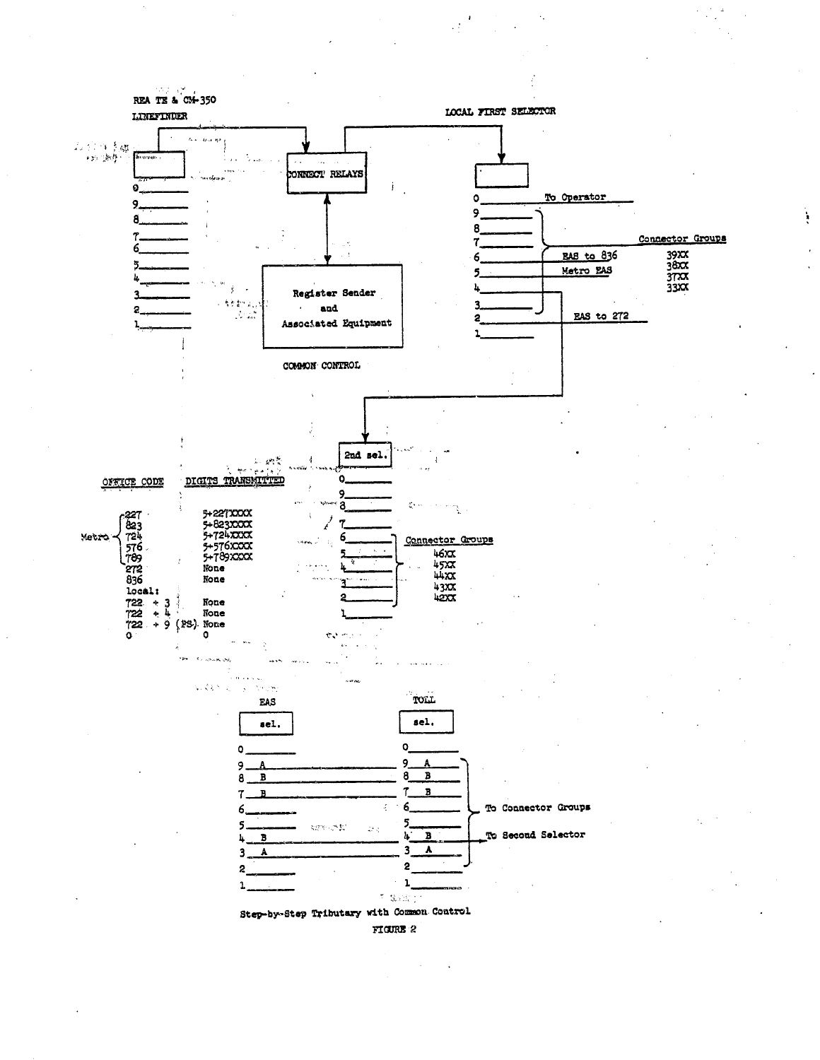REA TE & CM-350

LINEFINDER

CONNECT RELAYS

Register Sender and Associated Equipment

COMMON CONTROL

LOCAL FIRST SELECTOR

0 To Operator

9, 8, 7, 3 — Connector Groups: 39XX, 38XX, 37XX, 33XX

6 EAS to 836

5 Metro EAS

4

2 EAS to 272

1

2nd sel.

Connector Groups: 46XX, 45XX, 44XX, 43XX, 42XX

| OFFICE CODE | DIGITS TRANSMITTED |
|---|---|
| Metro 227 | 5+227XXXX |
| Metro 823 | 5+823XXXX |
| Metro 724 | 5+724XXXX |
| Metro 576 | 5+576XXXX |
| Metro 789 | 5+789XXXX |
| 272 | None |
| 836 | None |
| Local: | |
| 722 + 3 | None |
| 722 + 4 | None |
| 722 + 9 (PS) | None |
| 0 | 0 |

| EAS sel. | TOLL sel. |
|---|---|
| 0 | 0 |
| 9 A | 9 A |
| 8 B | 8 B |
| 7 B | 7 B |
| 6 | 6 |
| 5 | 5 |
| 4 B | 4 B |
| 3 A | 3 A |
| 2 | 2 |
| 1 | 1 |

To Connector Groups

To Second Selector

Step-by-Step Tributary with Common Control

FIGURE 2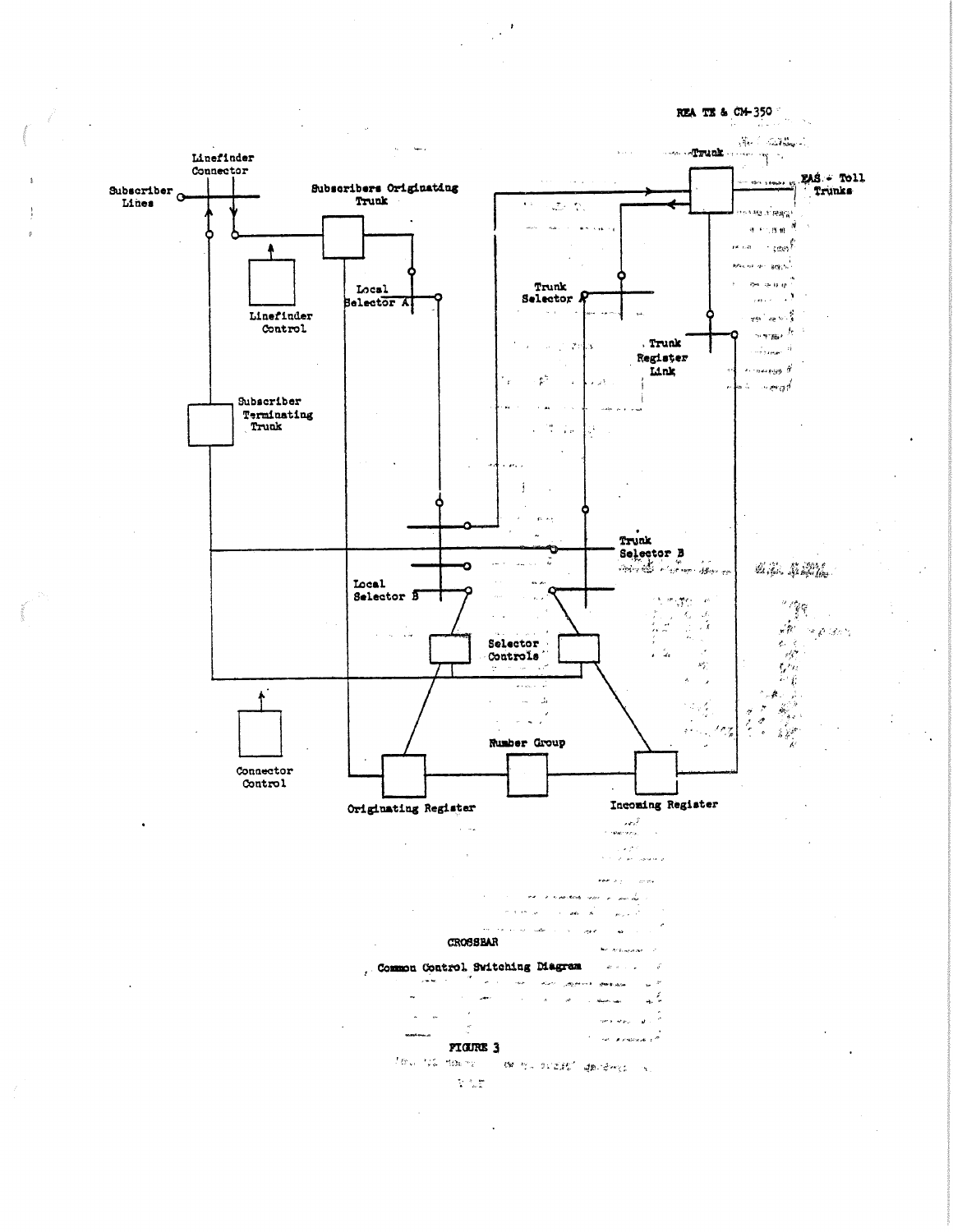Subscriber Lines

Linefinder Connector

Linefinder Control

Subscribers Originating Trunk

Local Selector A

Trunk

EAS - Toll Trunks

Trunk Selector A

Trunk Register Link

Subscriber Terminating Trunk

Trunk Selector B

Local Selector B

Selector Controls

Connector Control

Number Group

Originating Register

Incoming Register

CROSSBAR

Common Control Switching Diagram

FIGURE 3